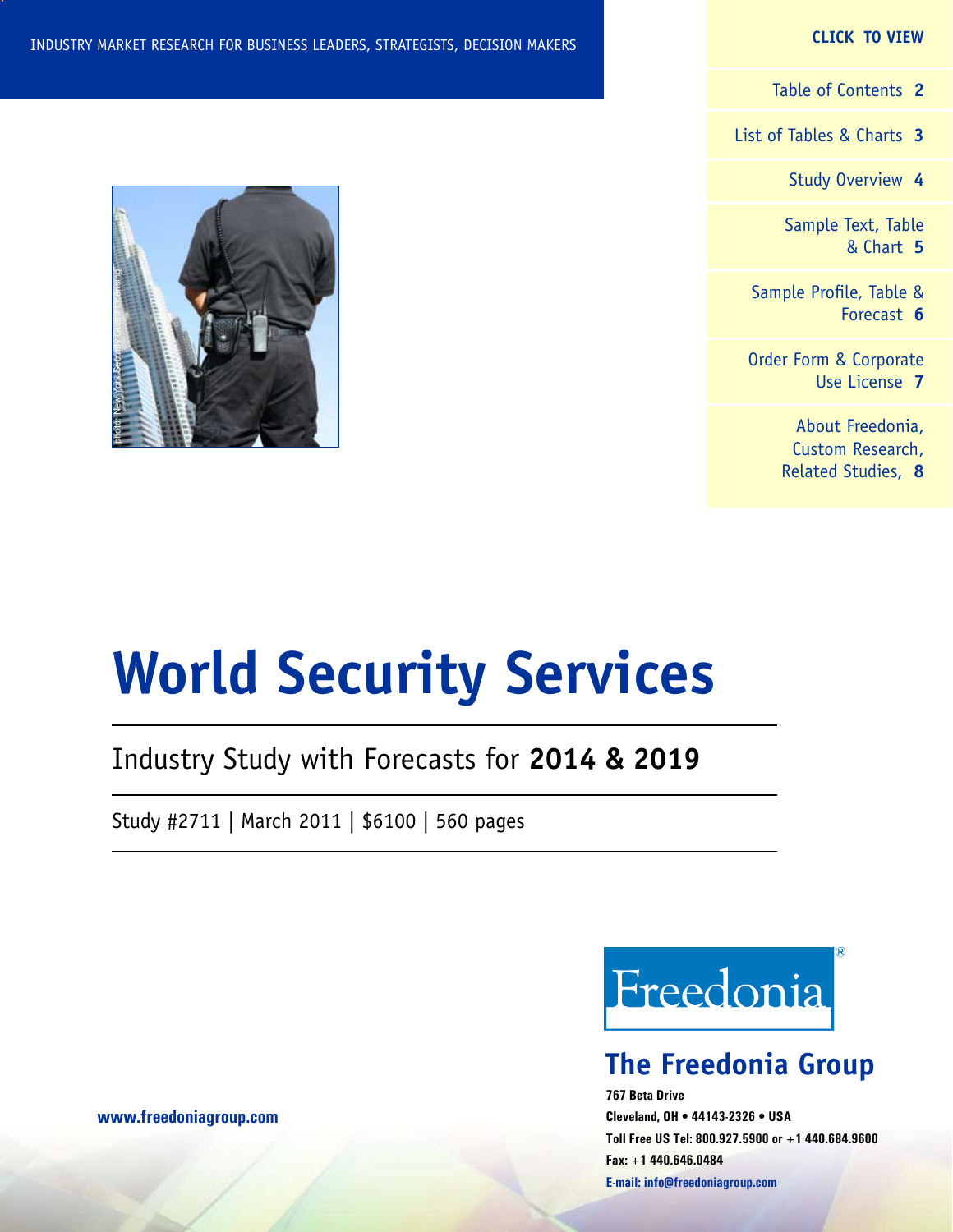INDUSTRY MARKET RESEARCH FOR BUSINESS LEADERS, STRATEGISTS, DECISION MAKERS

**CLICK TO VIEW**

- Table of Contents **2**
- List of Tables & Charts **3**
- Study Overview **4**
- Sample Text, Table & Chart **5**
- Sample Profile, Table & Forecast **6**
- Order Form & Corporate Use License **7**
- About Freedonia, Custom Research, Related Studies, **8**

photo: New York Security Guard Licensing

# World Security Services

## Industry Study with Forecasts for **2014 & 2019**

Study #2711 | March 2011 | $6100 | 560 pages

Freedonia®

## The Freedonia Group

**767 Beta Drive**
**Cleveland, OH • 44143-2326 • USA**
**Toll Free US Tel: 800.927.5900 or +1 440.684.9600**
**Fax: +1 440.646.0484**
**E-mail: info@freedoniagroup.com**

**www.freedoniagroup.com**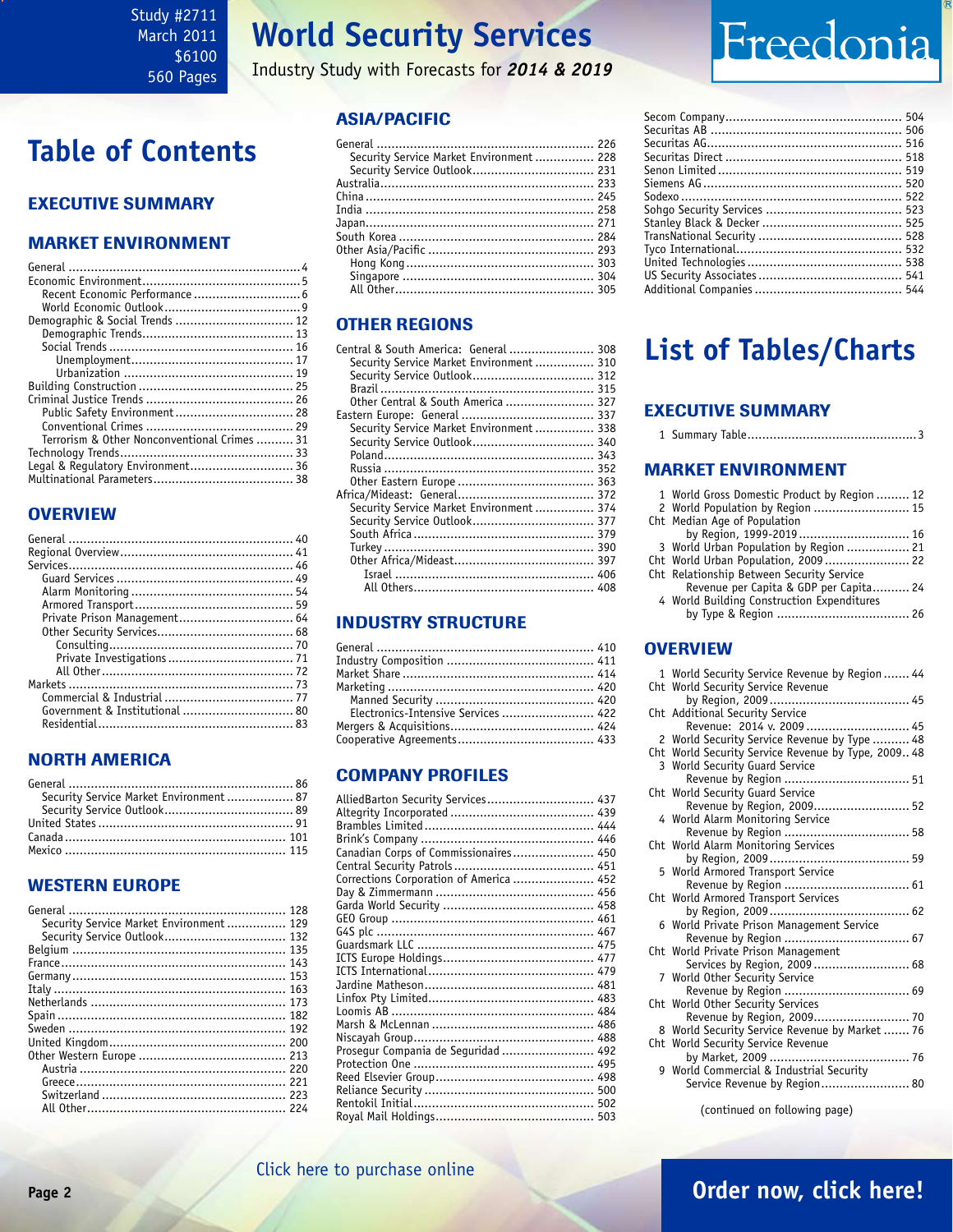Study #2711
March 2011
$6100
560 Pages

# World Security Services

Industry Study with Forecasts for ***2014 & 2019***

Freedonia

# Table of Contents

## EXECUTIVE SUMMARY

## MARKET ENVIRONMENT

General ... 4
Economic Environment ... 5
- Recent Economic Performance ... 6
- World Economic Outlook ... 9

Demographic & Social Trends ... 12
- Demographic Trends ... 13
- Social Trends ... 16
  - Unemployment ... 17
  - Urbanization ... 19

Building Construction ... 25
Criminal Justice Trends ... 26
- Public Safety Environment ... 28
- Conventional Crimes ... 29
- Terrorism & Other Nonconventional Crimes ... 31

Technology Trends ... 33
Legal & Regulatory Environment ... 36
Multinational Parameters ... 38

## OVERVIEW

General ... 40
Regional Overview ... 41
Services ... 46
- Guard Services ... 49
- Alarm Monitoring ... 54
- Armored Transport ... 59
- Private Prison Management ... 64
- Other Security Services ... 68
  - Consulting ... 70
  - Private Investigations ... 71
  - All Other ... 72

Markets ... 73
- Commercial & Industrial ... 77
- Government & Institutional ... 80
- Residential ... 83

## NORTH AMERICA

General ... 86
- Security Service Market Environment ... 87
- Security Service Outlook ... 89

United States ... 91
Canada ... 101
Mexico ... 115

## WESTERN EUROPE

General ... 128
- Security Service Market Environment ... 129
- Security Service Outlook ... 132

Belgium ... 135
France ... 143
Germany ... 153
Italy ... 163
Netherlands ... 173
Spain ... 182
Sweden ... 192
United Kingdom ... 200
Other Western Europe ... 213
- Austria ... 220
- Greece ... 221
- Switzerland ... 223
- All Other ... 224

## ASIA/PACIFIC

General ... 226
- Security Service Market Environment ... 228
- Security Service Outlook ... 231

Australia ... 233
China ... 245
India ... 258
Japan ... 271
South Korea ... 284
Other Asia/Pacific ... 293
- Hong Kong ... 303
- Singapore ... 304
- All Other ... 305

## OTHER REGIONS

Central & South America: General ... 308
- Security Service Market Environment ... 310
- Security Service Outlook ... 312
- Brazil ... 315
- Other Central & South America ... 327

Eastern Europe: General ... 337
- Security Service Market Environment ... 338
- Security Service Outlook ... 340
- Poland ... 343
- Russia ... 352
- Other Eastern Europe ... 363

Africa/Mideast: General ... 372
- Security Service Market Environment ... 374
- Security Service Outlook ... 377
- South Africa ... 379
- Turkey ... 390
- Other Africa/Mideast ... 397
  - Israel ... 406
  - All Others ... 408

## INDUSTRY STRUCTURE

General ... 410
Industry Composition ... 411
Market Share ... 414
Marketing ... 420
- Manned Security ... 420
- Electronics-Intensive Services ... 422

Mergers & Acquisitions ... 424
Cooperative Agreements ... 433

## COMPANY PROFILES

AlliedBarton Security Services ... 437
Altegrity Incorporated ... 439
Brambles Limited ... 444
Brink's Company ... 446
Canadian Corps of Commissionaires ... 450
Central Security Patrols ... 451
Corrections Corporation of America ... 452
Day & Zimmermann ... 456
Garda World Security ... 458
GEO Group ... 461
G4S plc ... 467
Guardsmark LLC ... 475
ICTS Europe Holdings ... 477
ICTS International ... 479
Jardine Matheson ... 481
Linfox Pty Limited ... 483
Loomis AB ... 484
Marsh & McLennan ... 486
Niscayah Group ... 488
Prosegur Compania de Seguridad ... 492
Protection One ... 495
Reed Elsevier Group ... 498
Reliance Security ... 500
Rentokil Initial ... 502
Royal Mail Holdings ... 503
Secom Company ... 504
Securitas AB ... 506
Securitas AG ... 516
Securitas Direct ... 518
Senon Limited ... 519
Siemens AG ... 520
Sodexo ... 522
Sohgo Security Services ... 523
Stanley Black & Decker ... 525
TransNational Security ... 528
Tyco International ... 532
United Technologies ... 538
US Security Associates ... 541
Additional Companies ... 544

# List of Tables/Charts

## EXECUTIVE SUMMARY

1 Summary Table ... 3

## MARKET ENVIRONMENT

1 World Gross Domestic Product by Region ... 12
2 World Population by Region ... 15
Cht Median Age of Population by Region, 1999-2019 ... 16
3 World Urban Population by Region ... 21
Cht World Urban Population, 2009 ... 22
Cht Relationship Between Security Service Revenue per Capita & GDP per Capita ... 24
4 World Building Construction Expenditures by Type & Region ... 26

## OVERVIEW

1 World Security Service Revenue by Region ... 44
Cht World Security Service Revenue by Region, 2009 ... 45
Cht Additional Security Service Revenue: 2014 v. 2009 ... 45
2 World Security Service Revenue by Type ... 48
Cht World Security Service Revenue by Type, 2009 ... 48
3 World Security Guard Service Revenue by Region ... 51
Cht World Security Guard Service Revenue by Region, 2009 ... 52
4 World Alarm Monitoring Service Revenue by Region ... 58
Cht World Alarm Monitoring Services by Region, 2009 ... 59
5 World Armored Transport Service Revenue by Region ... 61
Cht World Armored Transport Services by Region, 2009 ... 62
6 World Private Prison Management Service Revenue by Region ... 67
Cht World Private Prison Management Services by Region, 2009 ... 68
7 World Other Security Service Revenue by Region ... 69
Cht World Other Security Services Revenue by Region, 2009 ... 70
8 World Security Service Revenue by Market ... 76
Cht World Security Service Revenue by Market, 2009 ... 76
9 World Commercial & Industrial Security Service Revenue by Region ... 80

(continued on following page)

Click here to purchase online

Order now, click here!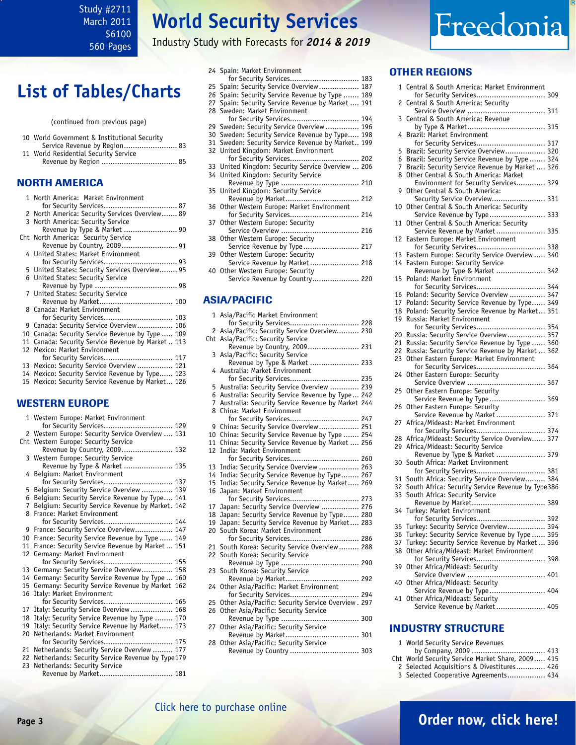Study #2711
March 2011
$6100
560 Pages

# World Security Services

Industry Study with Forecasts for ***2014 & 2019***

## List of Tables/Charts

(continued from previous page)

10 World Government & Institutional Security Service Revenue by Region........................ 83
11 World Residential Security Service Revenue by Region .................................. 85

### NORTH AMERICA

1 North America: Market Environment for Security Services................................. 87
2 North America: Security Services Overview....... 89
3 North America: Security Service Revenue by Type & Market ........................ 90
Cht North America: Security Service Revenue by Country, 2009......................... 91
4 United States: Market Environment for Security Services................................. 93
5 United States: Security Services Overview........ 95
6 United States: Security Service Revenue by Type ..................................... 98
7 United States: Security Service Revenue by Market................................. 100
8 Canada: Market Environment for Security Services............................... 103
9 Canada: Security Service Overview................ 106
10 Canada: Security Service Revenue by Type ..... 109
11 Canada: Security Service Revenue by Market .. 113
12 Mexico: Market Environment for Security Services............................... 117
13 Mexico: Security Service Overview ................ 121
14 Mexico: Security Service Revenue by Type...... 123
15 Mexico: Security Service Revenue by Market... 126

### WESTERN EUROPE

1 Western Europe: Market Environment for Security Services............................... 129
2 Western Europe: Security Service Overview .... 131
Cht Western Europe: Security Service Revenue by Country, 2009....................... 132
3 Western Europe: Security Service Revenue by Type & Market ...................... 135
4 Belgium: Market Environment for Security Services............................... 137
5 Belgium: Security Service Overview .............. 139
6 Belgium: Security Service Revenue by Type.... 141
7 Belgium: Security Service Revenue by Market. 142
8 France: Market Environment for Security Services............................... 144
9 France: Security Service Overview................ 147
10 France: Security Service Revenue by Type ...... 149
11 France: Security Service Revenue by Market ... 151
12 Germany: Market Environment for Security Services............................... 155
13 Germany: Security Service Overview.............. 158
14 Germany: Security Service Revenue by Type ... 160
15 Germany: Security Service Revenue by Market 162
16 Italy: Market Environment for Security Services............................... 165
17 Italy: Security Service Overview ................... 168
18 Italy: Security Service Revenue by Type ........ 170
19 Italy: Security Service Revenue by Market...... 173
20 Netherlands: Market Environment for Security Services............................... 175
21 Netherlands: Security Service Overview ......... 177
22 Netherlands: Security Service Revenue by Type179
23 Netherlands: Security Service Revenue by Market................................. 181
24 Spain: Market Environment for Security Services............................... 183
25 Spain: Security Service Overview.................. 187
26 Spain: Security Service Revenue by Type ....... 189
27 Spain: Security Service Revenue by Market .... 191
28 Sweden: Market Environment for Security Services............................... 194
29 Sweden: Security Service Overview ............... 196
30 Sweden: Security Service Revenue by Type..... 198
31 Sweden: Security Service Revenue by Market.. 199
32 United Kingdom: Market Environment for Security Services............................... 202
33 United Kingdom: Security Service Overview ... 206
34 United Kingdom: Security Service Revenue by Type ................................... 210
35 United Kingdom: Security Service Revenue by Market................................. 212
36 Other Western Europe: Market Environment for Security Services............................... 214
37 Other Western Europe: Security Service Overview ................................... 216
38 Other Western Europe: Security Service Revenue by Type......................... 217
39 Other Western Europe: Security Service Revenue by Market...................... 218
40 Other Western Europe: Security Service Revenue by Country..................... 220

### ASIA/PACIFIC

1 Asia/Pacific Market Environment for Security Services............................... 228
2 Asia/Pacific: Security Service Overview.......... 230
Cht Asia/Pacific: Security Service Revenue by Country, 2009....................... 231
3 Asia/Pacific: Security Service Revenue by Type & Market ...................... 233
4 Australia: Market Environment for Security Services............................... 235
5 Australia: Security Service Overview ............. 239
6 Australia: Security Service Revenue by Type... 242
7 Australia: Security Service Revenue by Market 244
8 China: Market Environment for Security Services............................... 247
9 China: Security Service Overview.................. 251
10 China: Security Service Revenue by Type ....... 254
11 China: Security Service Revenue by Market .... 256
12 India: Market Environment for Security Services............................... 260
13 India: Security Service Overview .................. 263
14 India: Security Service Revenue by Type......... 267
15 India: Security Service Revenue by Market..... 269
16 Japan: Market Environment for Security Services............................... 273
17 Japan: Security Service Overview ................. 276
18 Japan: Security Service Revenue by Type........ 280
19 Japan: Security Service Revenue by Market.... 283
20 South Korea: Market Environment for Security Services............................... 286
21 South Korea: Security Service Overview......... 288
22 South Korea: Security Service Revenue by Type ................................... 290
23 South Korea: Security Service Revenue by Market................................. 292
24 Other Asia/Pacific: Market Environment for Security Services............................... 294
25 Other Asia/Pacific: Security Service Overview . 297
26 Other Asia/Pacific: Security Service Revenue by Type ................................... 300
27 Other Asia/Pacific: Security Service Revenue by Market................................. 301
28 Other Asia/Pacific: Security Service Revenue by Country ............................... 303

### OTHER REGIONS

1 Central & South America: Market Environment for Security Services............................... 309
2 Central & South America: Security Service Overview ................................... 311
3 Central & South America: Revenue by Type & Market.................................. 315
4 Brazil: Market Environment for Security Services............................... 317
5 Brazil: Security Service Overview.................. 320
6 Brazil: Security Service Revenue by Type ....... 324
7 Brazil: Security Service Revenue by Market .... 326
8 Other Central & South America: Market Environment for Security Services............. 329
9 Other Central & South America: Security Service Overview........................ 331
10 Other Central & South America: Security Service Revenue by Type......................... 333
11 Other Central & South America: Security Service Revenue by Market...................... 335
12 Eastern Europe: Market Environment for Security Services............................... 338
13 Eastern Europe: Security Service Overview ..... 340
14 Eastern Europe: Security Service Revenue by Type & Market ...................... 342
15 Poland: Market Environment for Security Services............................... 344
16 Poland: Security Service Overview ................ 347
17 Poland: Security Service Revenue by Type...... 349
18 Poland: Security Service Revenue by Market... 351
19 Russia: Market Environment for Security Services............................... 354
20 Russia: Security Service Overview................. 357
21 Russia: Security Service Revenue by Type ...... 360
22 Russia: Security Service Revenue by Market ... 362
23 Other Eastern Europe: Market Environment for Security Services............................... 364
24 Other Eastern Europe: Security Service Overview ................................... 367
25 Other Eastern Europe: Security Service Revenue by Type......................... 369
26 Other Eastern Europe: Security Service Revenue by Market...................... 371
27 Africa/Mideast: Market Environment for Security Services............................... 374
28 Africa/Mideast: Security Service Overview...... 377
29 Africa/Mideast: Security Service Revenue by Type & Market ...................... 379
30 South Africa: Market Environment for Security Services............................... 381
31 South Africa: Security Service Overview......... 384
32 South Africa: Security Service Revenue by Type386
33 South Africa: Security Service Revenue by Market................................. 389
34 Turkey: Market Environment for Security Services............................... 392
35 Turkey: Security Service Overview................. 394
36 Turkey: Security Service Revenue by Type ...... 395
37 Turkey: Security Service Revenue by Market ... 396
38 Other Africa/Mideast: Market Environment for Security Services............................... 398
39 Other Africa/Mideast: Security Service Overview ................................... 401
40 Other Africa/Mideast: Security Service Revenue by Type......................... 404
41 Other Africa/Mideast: Security Service Revenue by Market...................... 405

### INDUSTRY STRUCTURE

1 World Security Service Revenues by Company, 2009 ................................. 413
Cht World Security Service Market Share, 2009..... 415
2 Selected Acquisitions & Divestitures............. 426
3 Selected Cooperative Agreements................. 434

Click here to purchase online

**Order now, click here!**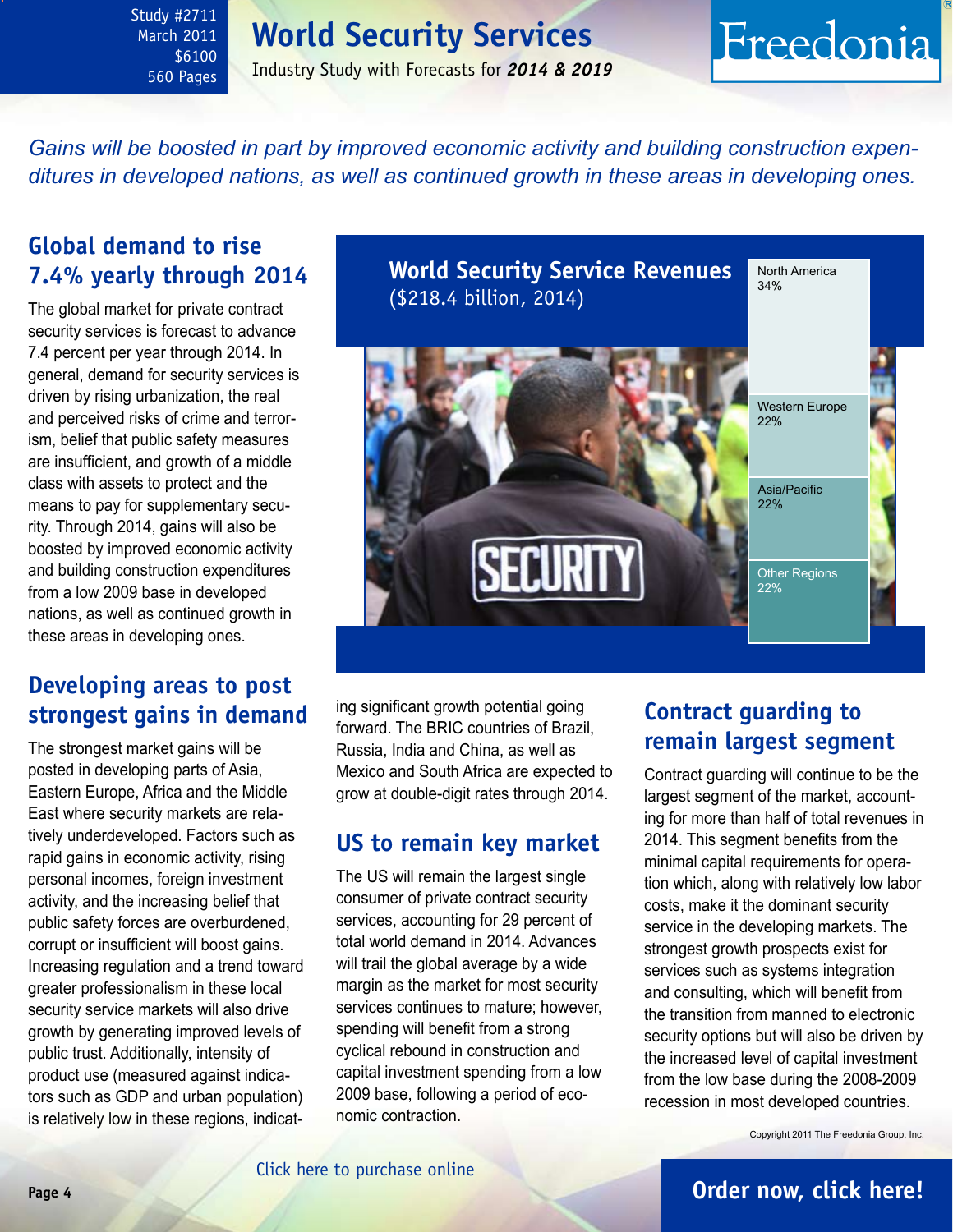# World Security Services

Industry Study with Forecasts for *2014 & 2019*

Study #2711
March 2011
$6100
560 Pages

*Gains will be boosted in part by improved economic activity and building construction expenditures in developed nations, as well as continued growth in these areas in developing ones.*

## Global demand to rise 7.4% yearly through 2014

The global market for private contract security services is forecast to advance 7.4 percent per year through 2014. In general, demand for security services is driven by rising urbanization, the real and perceived risks of crime and terrorism, belief that public safety measures are insufficient, and growth of a middle class with assets to protect and the means to pay for supplementary security. Through 2014, gains will also be boosted by improved economic activity and building construction expenditures from a low 2009 base in developed nations, as well as continued growth in these areas in developing ones.

**World Security Service Revenues** ($218.4 billion, 2014)

| Region | Share |
|---|---|
| North America | 34% |
| Western Europe | 22% |
| Asia/Pacific | 22% |
| Other Regions | 22% |

## Developing areas to post strongest gains in demand

The strongest market gains will be posted in developing parts of Asia, Eastern Europe, Africa and the Middle East where security markets are relatively underdeveloped. Factors such as rapid gains in economic activity, rising personal incomes, foreign investment activity, and the increasing belief that public safety forces are overburdened, corrupt or insufficient will boost gains. Increasing regulation and a trend toward greater professionalism in these local security service markets will also drive growth by generating improved levels of public trust. Additionally, intensity of product use (measured against indicators such as GDP and urban population) is relatively low in these regions, indicating significant growth potential going forward. The BRIC countries of Brazil, Russia, India and China, as well as Mexico and South Africa are expected to grow at double-digit rates through 2014.

## US to remain key market

The US will remain the largest single consumer of private contract security services, accounting for 29 percent of total world demand in 2014. Advances will trail the global average by a wide margin as the market for most security services continues to mature; however, spending will benefit from a strong cyclical rebound in construction and capital investment spending from a low 2009 base, following a period of economic contraction.

## Contract guarding to remain largest segment

Contract guarding will continue to be the largest segment of the market, accounting for more than half of total revenues in 2014. This segment benefits from the minimal capital requirements for operation which, along with relatively low labor costs, make it the dominant security service in the developing markets. The strongest growth prospects exist for services such as systems integration and consulting, which will benefit from the transition from manned to electronic security options but will also be driven by the increased level of capital investment from the low base during the 2008-2009 recession in most developed countries.

Copyright 2011 The Freedonia Group, Inc.

Click here to purchase online

**Order now, click here!**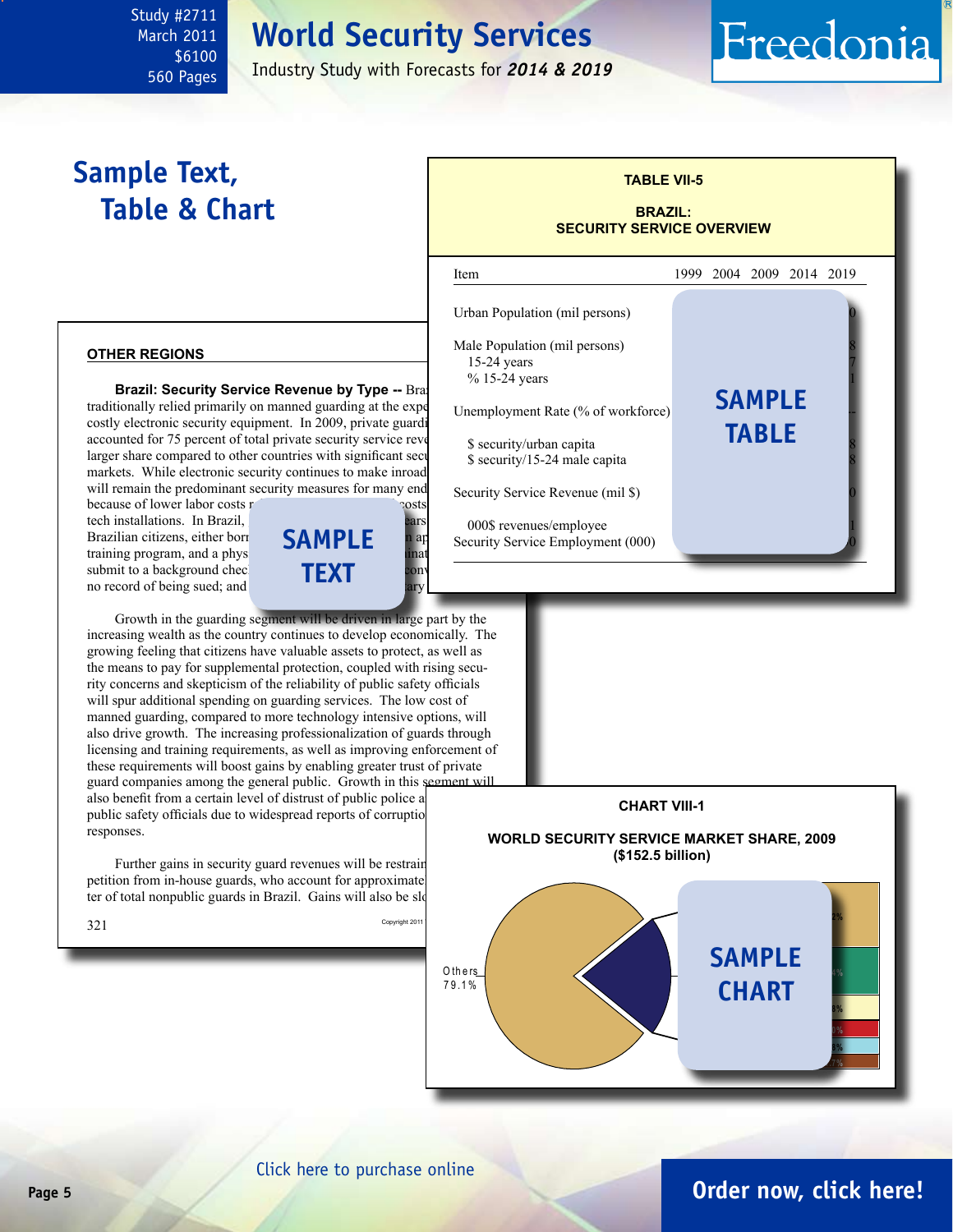# World Security Services

Industry Study with Forecasts for ***2014 & 2019***

Study #2711
March 2011
$6100
560 Pages

## Sample Text, Table & Chart

**TABLE VII-5**

**BRAZIL:**
**SECURITY SERVICE OVERVIEW**

| Item | 1999 | 2004 | 2009 | 2014 | 2019 |
|---|---|---|---|---|---|
| Urban Population (mil persons) | | | | | 0 |
| Male Population (mil persons) | | | | | 8 |
| 15-24 years | | | | | 7 |
| % 15-24 years | | | | | 1 |
| Unemployment Rate (% of workforce) | | | | | - |
| $ security/urban capita | | | | | 8 |
| $ security/15-24 male capita | | | | | 8 |
| Security Service Revenue (mil $) | | | | | 0 |
| 000$ revenues/employee | | | | | 1 |
| Security Service Employment (000) | | | | | 0 |

SAMPLE TABLE

**OTHER REGIONS**

**Brazil: Security Service Revenue by Type --** Bra traditionally relied primarily on manned guarding at the expe costly electronic security equipment. In 2009, private guardi accounted for 75 percent of total private security service reve larger share compared to other countries with significant secu markets. While electronic security continues to make inroad will remain the predominant security measures for many end because of lower labor costs r costs tech installations. In Brazil, ears Brazilian citizens, either born n ap training program, and a phys inat submit to a background chec conv no record of being sued; and ary

SAMPLE TEXT

Growth in the guarding segment will be driven in large part by the increasing wealth as the country continues to develop economically. The growing feeling that citizens have valuable assets to protect, as well as the means to pay for supplemental protection, coupled with rising security concerns and skepticism of the reliability of public safety officials will spur additional spending on guarding services. The low cost of manned guarding, compared to more technology intensive options, will also drive growth. The increasing professionalization of guards through licensing and training requirements, as well as improving enforcement of these requirements will boost gains by enabling greater trust of private guard companies among the general public. Growth in this segment will also benefit from a certain level of distrust of public police a public safety officials due to widespread reports of corruptio responses.

Further gains in security guard revenues will be restrain petition from in-house guards, who account for approximate ter of total nonpublic guards in Brazil. Gains will also be slo

321

Copyright 2011

**CHART VIII-1**

**WORLD SECURITY SERVICE MARKET SHARE, 2009**
**($152.5 billion)**

Others 79.1%

SAMPLE CHART

Click here to purchase online

Order now, click here!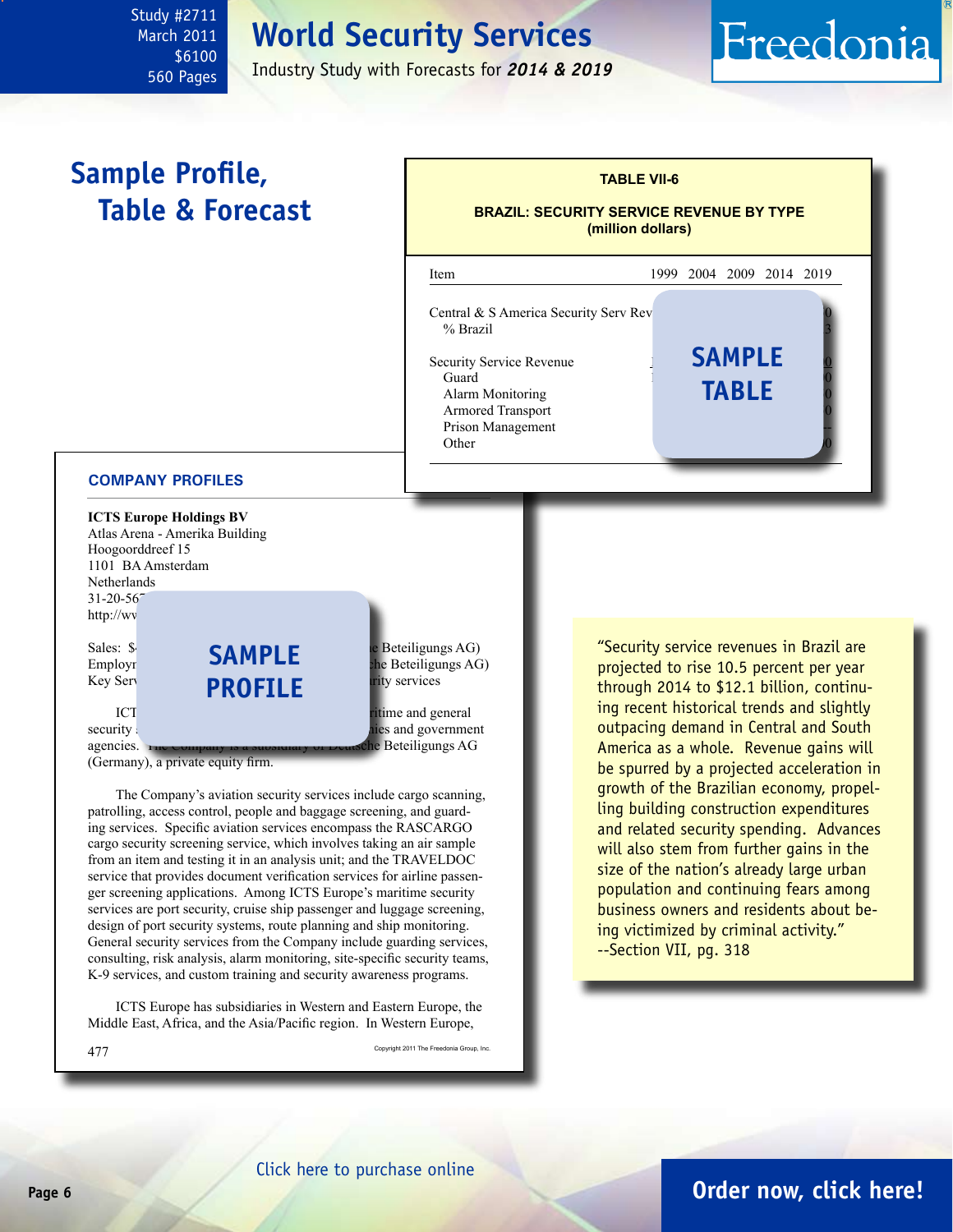# Sample Profile, Table & Forecast

**TABLE VII-6**

**BRAZIL: SECURITY SERVICE REVENUE BY TYPE (million dollars)**

| Item | 1999 | 2004 | 2009 | 2014 | 2019 |
|---|---|---|---|---|---|
| Central & S America Security Serv Rev | | | | | |
| % Brazil | | | | | |
| Security Service Revenue | | | | | |
| Guard | | | | | |
| Alarm Monitoring | | | | | |
| Armored Transport | | | | | |
| Prison Management | | | | | |
| Other | | | | | |

**SAMPLE TABLE**

### COMPANY PROFILES

**ICTS Europe Holdings BV**
Atlas Arena - Amerika Building
Hoogoorddreef 15
1101 BA Amsterdam
Netherlands
31-20-567
http://ww

Sales: $ ... e Beteiligungs AG)
Employ ... che Beteiligungs AG)
Key Serv ... rity services

**SAMPLE PROFILE**

ICT ... ritime and general security ... ies and government agencies. The Company is a subsidiary of Deutsche Beteiligungs AG (Germany), a private equity firm.

The Company's aviation security services include cargo scanning, patrolling, access control, people and baggage screening, and guarding services. Specific aviation services encompass the RASCARGO cargo security screening service, which involves taking an air sample from an item and testing it in an analysis unit; and the TRAVELDOC service that provides document verification services for airline passenger screening applications. Among ICTS Europe's maritime security services are port security, cruise ship passenger and luggage screening, design of port security systems, route planning and ship monitoring. General security services from the Company include guarding services, consulting, risk analysis, alarm monitoring, site-specific security teams, K-9 services, and custom training and security awareness programs.

ICTS Europe has subsidiaries in Western and Eastern Europe, the Middle East, Africa, and the Asia/Pacific region. In Western Europe,

477

Copyright 2011 The Freedonia Group, Inc.

"Security service revenues in Brazil are projected to rise 10.5 percent per year through 2014 to $12.1 billion, continuing recent historical trends and slightly outpacing demand in Central and South America as a whole. Revenue gains will be spurred by a projected acceleration in growth of the Brazilian economy, propelling building construction expenditures and related security spending. Advances will also stem from further gains in the size of the nation's already large urban population and continuing fears among business owners and residents about being victimized by criminal activity."
--Section VII, pg. 318

Click here to purchase online

**Order now, click here!**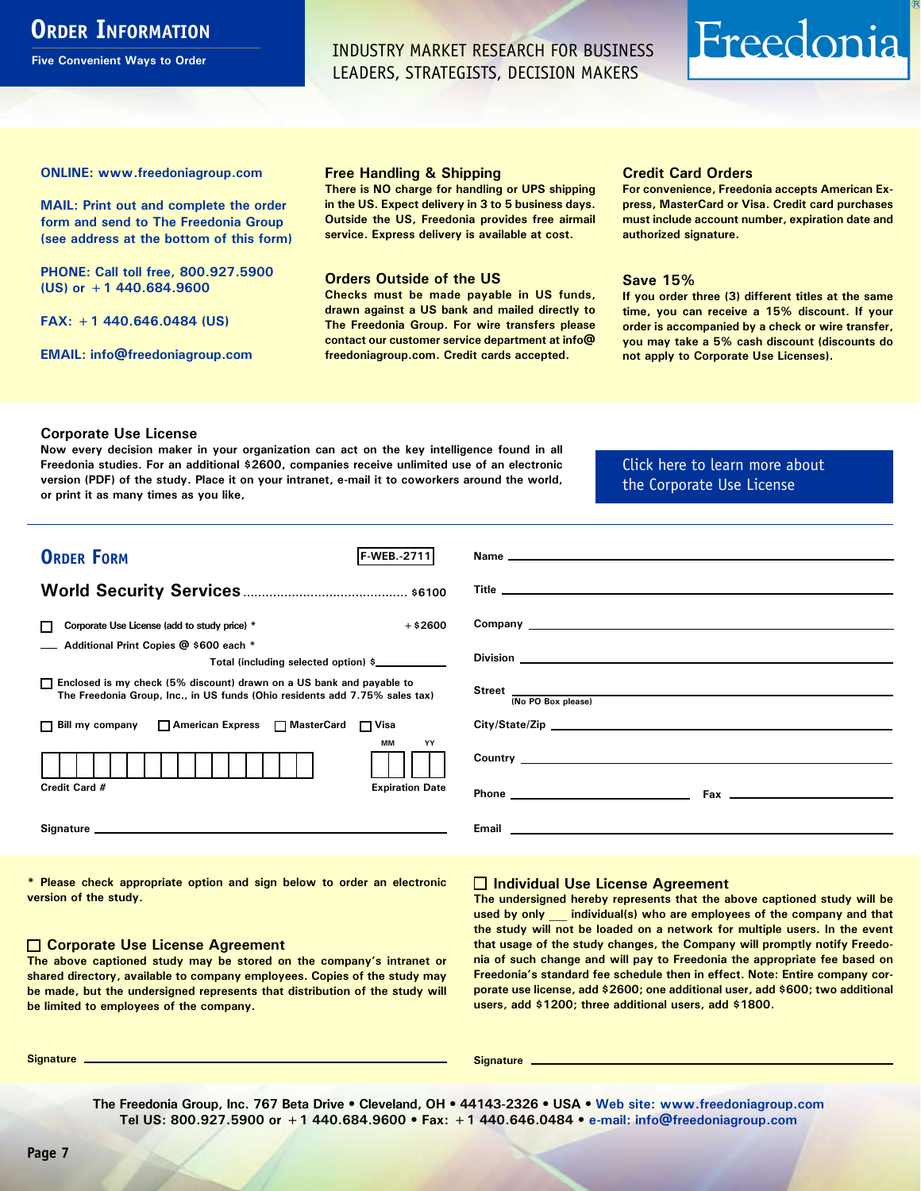# Order Information

**Five Convenient Ways to Order**

INDUSTRY MARKET RESEARCH FOR BUSINESS LEADERS, STRATEGISTS, DECISION MAKERS

Freedonia®

**ONLINE: www.freedoniagroup.com**

**MAIL: Print out and complete the order form and send to The Freedonia Group (see address at the bottom of this form)**

**PHONE: Call toll free, 800.927.5900 (US) or +1 440.684.9600**

**FAX: +1 440.646.0484 (US)**

**EMAIL: info@freedoniagroup.com**

### Free Handling & Shipping

There is NO charge for handling or UPS shipping in the US. Expect delivery in 3 to 5 business days. Outside the US, Freedonia provides free airmail service. Express delivery is available at cost.

### Orders Outside of the US

Checks must be made payable in US funds, drawn against a US bank and mailed directly to The Freedonia Group. For wire transfers please contact our customer service department at info@freedoniagroup.com. Credit cards accepted.

### Credit Card Orders

For convenience, Freedonia accepts American Express, MasterCard or Visa. Credit card purchases must include account number, expiration date and authorized signature.

### Save 15%

If you order three (3) different titles at the same time, you can receive a 15% discount. If your order is accompanied by a check or wire transfer, you may take a 5% cash discount (discounts do not apply to Corporate Use Licenses).

### Corporate Use License

Now every decision maker in your organization can act on the key intelligence found in all Freedonia studies. For an additional $2600, companies receive unlimited use of an electronic version (PDF) of the study. Place it on your intranet, e-mail it to coworkers around the world, or print it as many times as you like,

Click here to learn more about the Corporate Use License

## Order Form

F-WEB.-2711

**World Security Services** ........................................... $6100

☐ Corporate Use License (add to study price) * +$2600

___ Additional Print Copies @ $600 each *

Total (including selected option) $__________

☐ Enclosed is my check (5% discount) drawn on a US bank and payable to The Freedonia Group, Inc., in US funds (Ohio residents add 7.75% sales tax)

☐ Bill my company ☐ American Express ☐ MasterCard ☐ Visa

Credit Card # ____________________ Expiration Date MM ___ YY ___

Signature ____________________

Name ____________________

Title ____________________

Company ____________________

Division ____________________

Street ____________________ (No PO Box please)

City/State/Zip ____________________

Country ____________________

Phone ____________________ Fax ____________________

Email ____________________

\* Please check appropriate option and sign below to order an electronic version of the study.

### ☐ Corporate Use License Agreement

The above captioned study may be stored on the company's intranet or shared directory, available to company employees. Copies of the study may be made, but the undersigned represents that distribution of the study will be limited to employees of the company.

Signature ____________________

### ☐ Individual Use License Agreement

The undersigned hereby represents that the above captioned study will be used by only ___ individual(s) who are employees of the company and that the study will not be loaded on a network for multiple users. In the event that usage of the study changes, the Company will promptly notify Freedonia of such change and will pay to Freedonia the appropriate fee based on Freedonia's standard fee schedule then in effect. Note: Entire company corporate use license, add $2600; one additional user, add $600; two additional users, add $1200; three additional users, add $1800.

Signature ____________________

The Freedonia Group, Inc. 767 Beta Drive • Cleveland, OH • 44143-2326 • USA • Web site: www.freedoniagroup.com
Tel US: 800.927.5900 or +1 440.684.9600 • Fax: +1 440.646.0484 • e-mail: info@freedoniagroup.com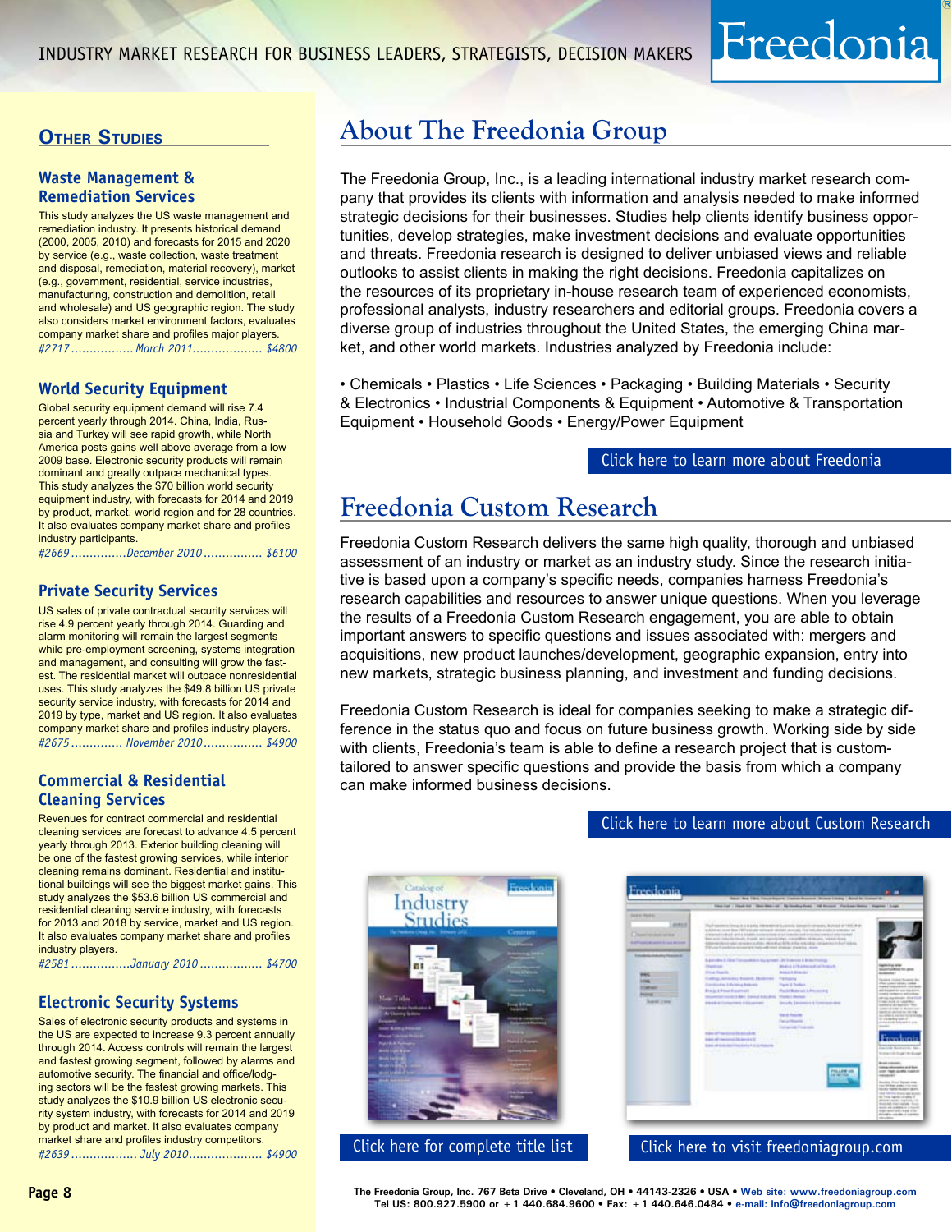INDUSTRY MARKET RESEARCH FOR BUSINESS LEADERS, STRATEGISTS, DECISION MAKERS

## Other Studies

### Waste Management & Remediation Services

This study analyzes the US waste management and remediation industry. It presents historical demand (2000, 2005, 2010) and forecasts for 2015 and 2020 by service (e.g., waste collection, waste treatment and disposal, remediation, material recovery), market (e.g., government, residential, service industries, manufacturing, construction and demolition, retail and wholesale) and US geographic region. The study also considers market environment factors, evaluates company market share and profiles major players.

*#2717 ................. March 2011................... $4800*

### World Security Equipment

Global security equipment demand will rise 7.4 percent yearly through 2014. China, India, Russia and Turkey will see rapid growth, while North America posts gains well above average from a low 2009 base. Electronic security products will remain dominant and greatly outpace mechanical types. This study analyzes the $70 billion world security equipment industry, with forecasts for 2014 and 2019 by product, market, world region and for 28 countries. It also evaluates company market share and profiles industry participants.

*#2669 ...............December 2010 ................ $6100*

### Private Security Services

US sales of private contractual security services will rise 4.9 percent yearly through 2014. Guarding and alarm monitoring will remain the largest segments while pre-employment screening, systems integration and management, and consulting will grow the fastest. The residential market will outpace nonresidential uses. This study analyzes the $49.8 billion US private security service industry, with forecasts for 2014 and 2019 by type, market and US region. It also evaluates company market share and profiles industry players.

*#2675 .............. November 2010 ................ $4900*

### Commercial & Residential Cleaning Services

Revenues for contract commercial and residential cleaning services are forecast to advance 4.5 percent yearly through 2013. Exterior building cleaning will be one of the fastest growing services, while interior cleaning remains dominant. Residential and institutional buildings will see the biggest market gains. This study analyzes the $53.6 billion US commercial and residential cleaning service industry, with forecasts for 2013 and 2018 by service, market and US region. It also evaluates company market share and profiles industry players.

*#2581 ................January 2010 ................. $4700*

### Electronic Security Systems

Sales of electronic security products and systems in the US are expected to increase 9.3 percent annually through 2014. Access controls will remain the largest and fastest growing segment, followed by alarms and automotive security. The financial and office/lodging sectors will be the fastest growing markets. This study analyzes the $10.9 billion US electronic security system industry, with forecasts for 2014 and 2019 by product and market. It also evaluates company market share and profiles industry competitors.

*#2639 .................. July 2010.................... $4900*

## About The Freedonia Group

The Freedonia Group, Inc., is a leading international industry market research company that provides its clients with information and analysis needed to make informed strategic decisions for their businesses. Studies help clients identify business opportunities, develop strategies, make investment decisions and evaluate opportunities and threats. Freedonia research is designed to deliver unbiased views and reliable outlooks to assist clients in making the right decisions. Freedonia capitalizes on the resources of its proprietary in-house research team of experienced economists, professional analysts, industry researchers and editorial groups. Freedonia covers a diverse group of industries throughout the United States, the emerging China market, and other world markets. Industries analyzed by Freedonia include:

• Chemicals • Plastics • Life Sciences • Packaging • Building Materials • Security & Electronics • Industrial Components & Equipment • Automotive & Transportation Equipment • Household Goods • Energy/Power Equipment

Click here to learn more about Freedonia

## Freedonia Custom Research

Freedonia Custom Research delivers the same high quality, thorough and unbiased assessment of an industry or market as an industry study. Since the research initiative is based upon a company's specific needs, companies harness Freedonia's research capabilities and resources to answer unique questions. When you leverage the results of a Freedonia Custom Research engagement, you are able to obtain important answers to specific questions and issues associated with: mergers and acquisitions, new product launches/development, geographic expansion, entry into new markets, strategic business planning, and investment and funding decisions.

Freedonia Custom Research is ideal for companies seeking to make a strategic difference in the status quo and focus on future business growth. Working side by side with clients, Freedonia's team is able to define a research project that is custom-tailored to answer specific questions and provide the basis from which a company can make informed business decisions.

Click here to learn more about Custom Research

Click here for complete title list

Click here to visit freedoniagroup.com

**The Freedonia Group, Inc. 767 Beta Drive • Cleveland, OH • 44143-2326 • USA • Web site: www.freedoniagroup.com**
**Tel US: 800.927.5900 or +1 440.684.9600 • Fax: +1 440.646.0484 • e-mail: info@freedoniagroup.com**